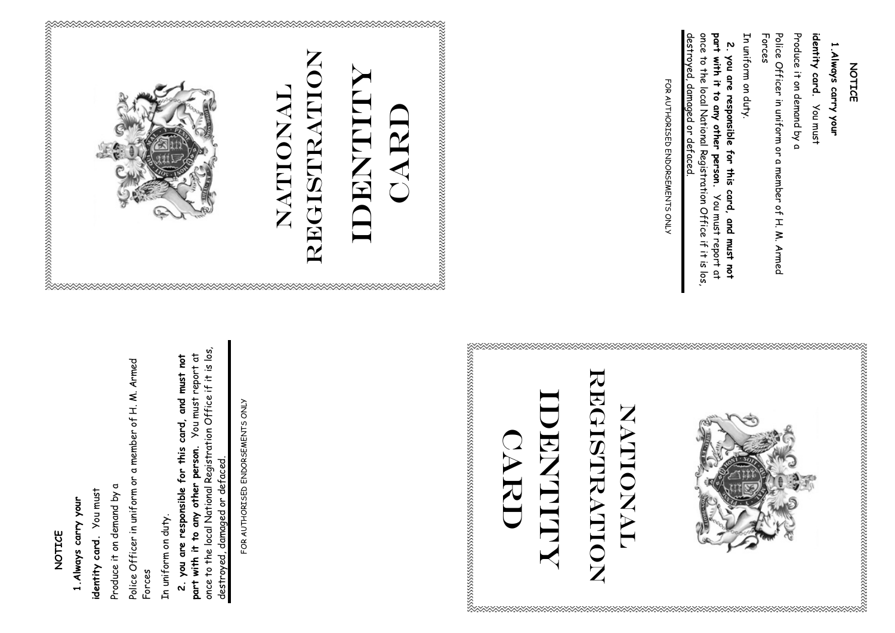# NATIONAL REGISTRATION IDENTITY CARD

**NOTICE**

**1. Always carry your identity card.** You must

Produce it on demand by a

Police Officer in uniform or a member of H. M. Armed Forces

In uniform on duty.

**2. you are responsible for this card, and must not part with it to any other person.** You must report at once to the local National Registration Office if it is los, destroyed, damaged or defaced.

FOR AUTHORISED ENDORSEMENTS ONLY

# NATIONAL REGISTRATION IDENTITY CARD

**NOTICE**

**1. Always carry your identity card.** You must

Produce it on demand by a

Police Officer in uniform or a member of H. M. Armed Forces

In uniform on duty.

**2. you are responsible for this card, and must not part with it to any other person.** You must report at once to the local National Registration Office if it is los, destroyed, damaged or defaced.

FOR AUTHORISED ENDORSEMENTS ONLY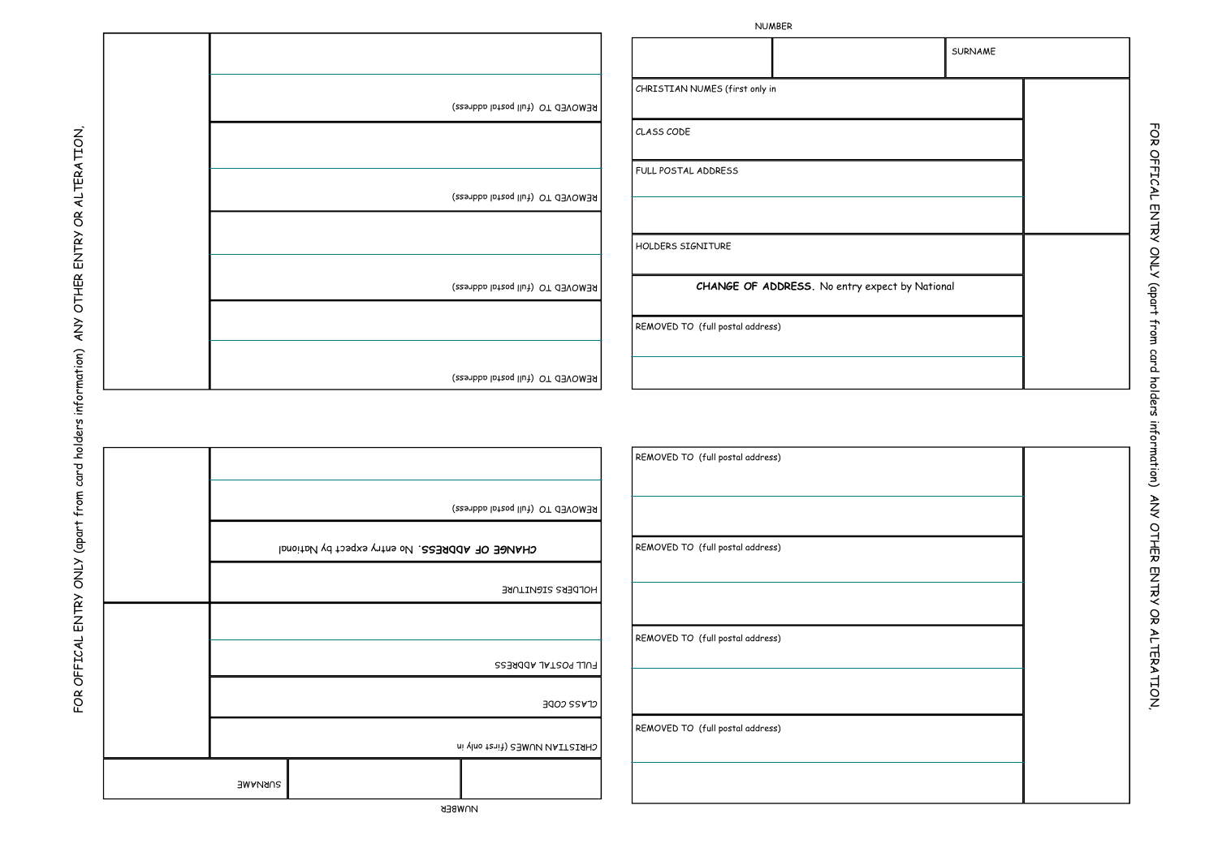FOR OFFICAL ENTRY ONLY (apart from card holders information) ANY OTHER ENTRY OR ALTERATION.

| | |
|---|---|
| | |
| | REMOVED TO (full postal address) |
| | |
| | REMOVED TO (full postal address) |
| | |
| | REMOVED TO (full postal address) |
| | |
| | REMOVED TO (full postal address) |

NUMBER

| | | |
|---|---|---|
| | | SURNAME |
| CHRISTIAN NUMES (first only in | | |
| CLASS CODE | | |
| FULL POSTAL ADDRESS | | |
| | | |
| HOLDERS SIGNITURE | | |
| **CHANGE OF ADDRESS.** No entry expect by National | | |
| REMOVED TO (full postal address) | | |
| | | |

FOR OFFICAL ENTRY ONLY (apart from card holders information) ANY OTHER ENTRY OR ALTERATION.

| | |
|---|---|
| | |
| | REMOVED TO (full postal address) |
| | **CHANGE OF ADDRESS.** No entry expect by National |
| | HOLDERS SIGNITURE |
| | |
| | FULL POSTAL ADDRESS |
| | CLASS CODE |
| | CHRISTIAN NUMES (first only in |
| SURNAME | |

NUMBER

| | |
|---|---|
| REMOVED TO (full postal address) | |
| | |
| REMOVED TO (full postal address) | |
| | |
| REMOVED TO (full postal address) | |
| | |
| REMOVED TO (full postal address) | |
| | |